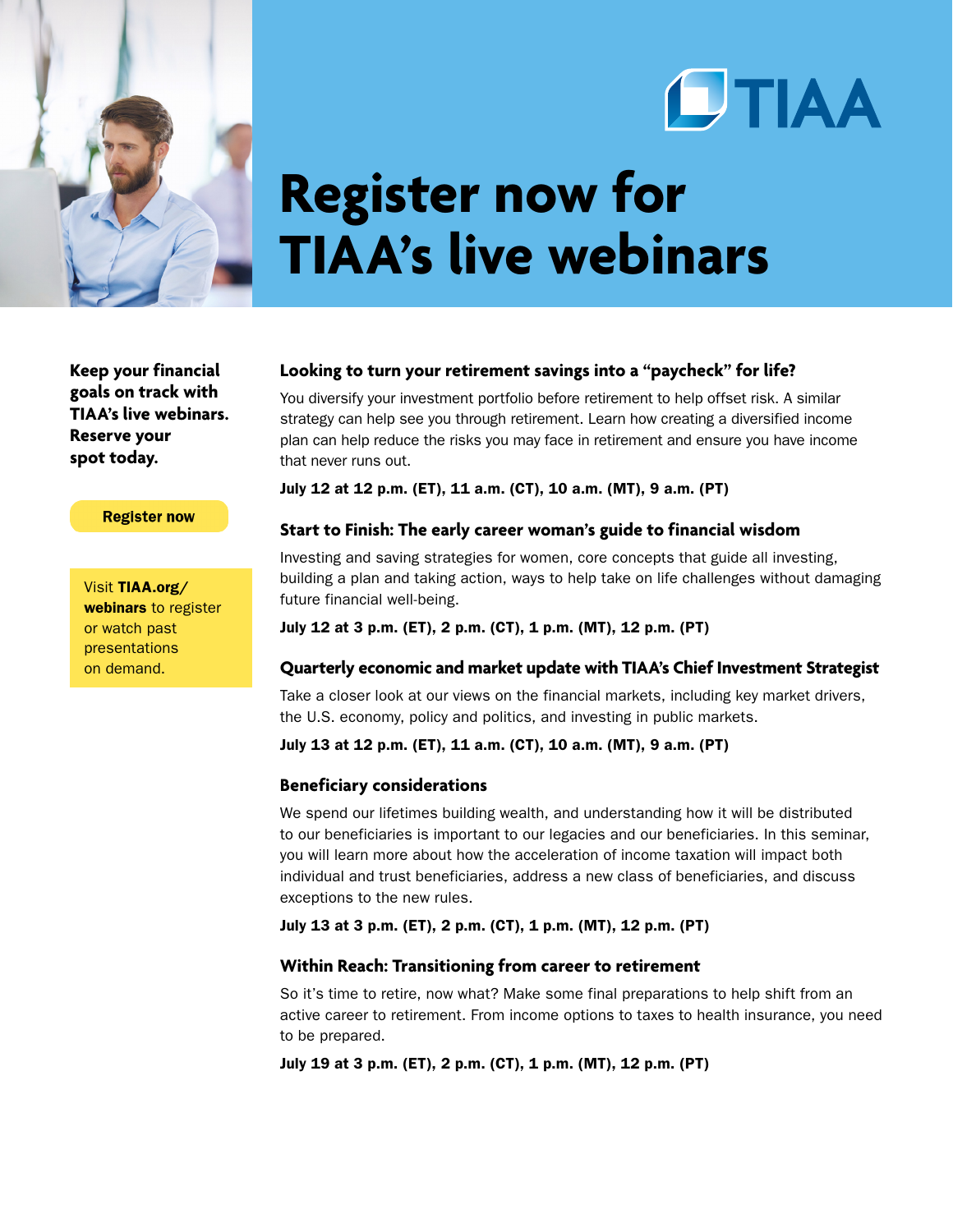TIAA

# Register now for TIAA's live webinars

**Keep your financial goals on track with TIAA's live webinars. Reserve your spot today.**

**Register now**

Visit **TIAA.org/webinars** to register or watch past presentations on demand.

### Looking to turn your retirement savings into a "paycheck" for life?

You diversify your investment portfolio before retirement to help offset risk. A similar strategy can help see you through retirement. Learn how creating a diversified income plan can help reduce the risks you may face in retirement and ensure you have income that never runs out.

**July 12 at 12 p.m. (ET), 11 a.m. (CT), 10 a.m. (MT), 9 a.m. (PT)**

### Start to Finish: The early career woman's guide to financial wisdom

Investing and saving strategies for women, core concepts that guide all investing, building a plan and taking action, ways to help take on life challenges without damaging future financial well-being.

**July 12 at 3 p.m. (ET), 2 p.m. (CT), 1 p.m. (MT), 12 p.m. (PT)**

### Quarterly economic and market update with TIAA's Chief Investment Strategist

Take a closer look at our views on the financial markets, including key market drivers, the U.S. economy, policy and politics, and investing in public markets.

**July 13 at 12 p.m. (ET), 11 a.m. (CT), 10 a.m. (MT), 9 a.m. (PT)**

### Beneficiary considerations

We spend our lifetimes building wealth, and understanding how it will be distributed to our beneficiaries is important to our legacies and our beneficiaries. In this seminar, you will learn more about how the acceleration of income taxation will impact both individual and trust beneficiaries, address a new class of beneficiaries, and discuss exceptions to the new rules.

**July 13 at 3 p.m. (ET), 2 p.m. (CT), 1 p.m. (MT), 12 p.m. (PT)**

### Within Reach: Transitioning from career to retirement

So it's time to retire, now what? Make some final preparations to help shift from an active career to retirement. From income options to taxes to health insurance, you need to be prepared.

**July 19 at 3 p.m. (ET), 2 p.m. (CT), 1 p.m. (MT), 12 p.m. (PT)**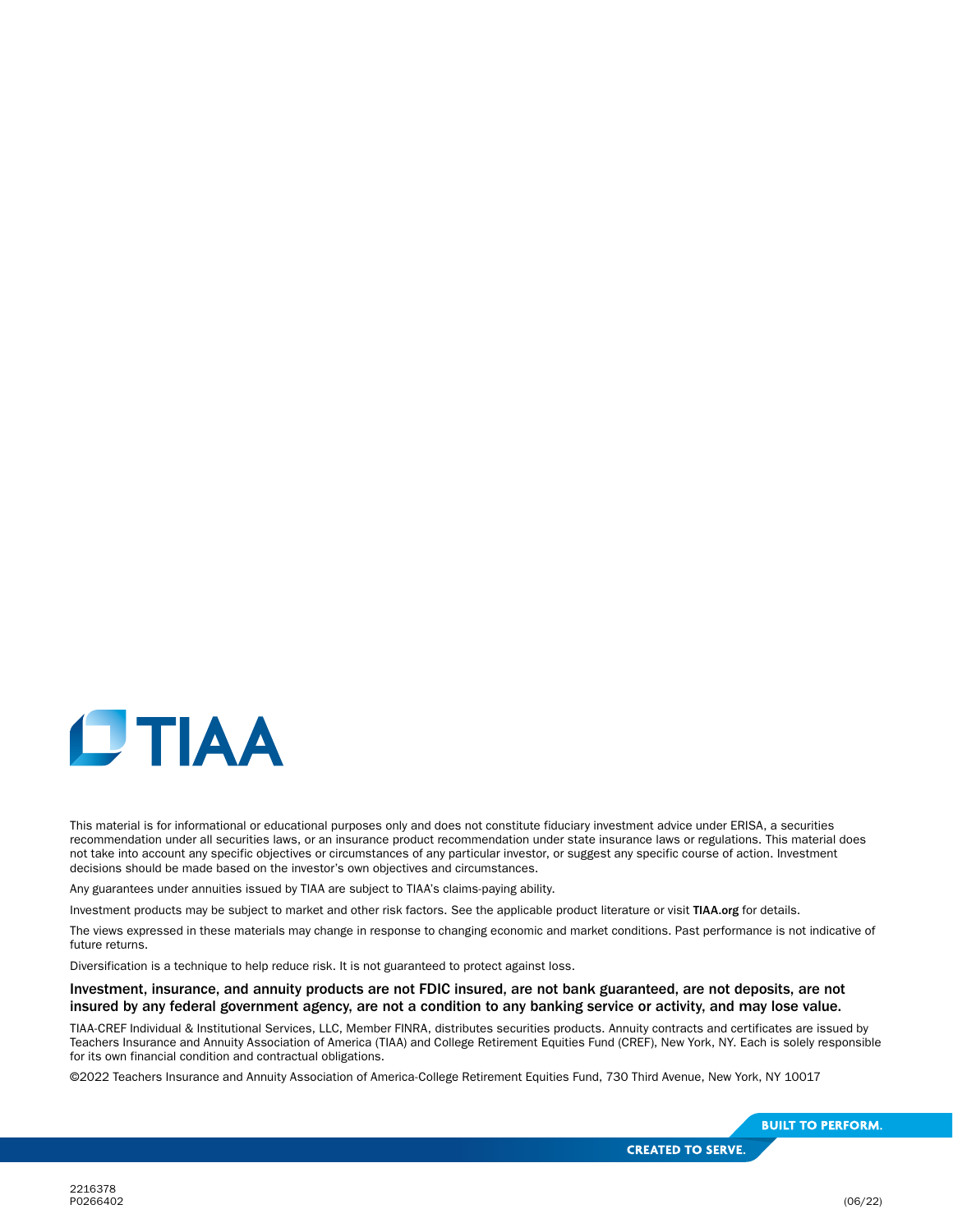TIAA

This material is for informational or educational purposes only and does not constitute fiduciary investment advice under ERISA, a securities recommendation under all securities laws, or an insurance product recommendation under state insurance laws or regulations. This material does not take into account any specific objectives or circumstances of any particular investor, or suggest any specific course of action. Investment decisions should be made based on the investor's own objectives and circumstances.

Any guarantees under annuities issued by TIAA are subject to TIAA's claims-paying ability.

Investment products may be subject to market and other risk factors. See the applicable product literature or visit **TIAA.org** for details.

The views expressed in these materials may change in response to changing economic and market conditions. Past performance is not indicative of future returns.

Diversification is a technique to help reduce risk. It is not guaranteed to protect against loss.

**Investment, insurance, and annuity products are not FDIC insured, are not bank guaranteed, are not deposits, are not insured by any federal government agency, are not a condition to any banking service or activity, and may lose value.**

TIAA-CREF Individual & Institutional Services, LLC, Member FINRA, distributes securities products. Annuity contracts and certificates are issued by Teachers Insurance and Annuity Association of America (TIAA) and College Retirement Equities Fund (CREF), New York, NY. Each is solely responsible for its own financial condition and contractual obligations.

©2022 Teachers Insurance and Annuity Association of America-College Retirement Equities Fund, 730 Third Avenue, New York, NY 10017

**BUILT TO PERFORM.**

**CREATED TO SERVE.**

2216378
P0266402

(06/22)